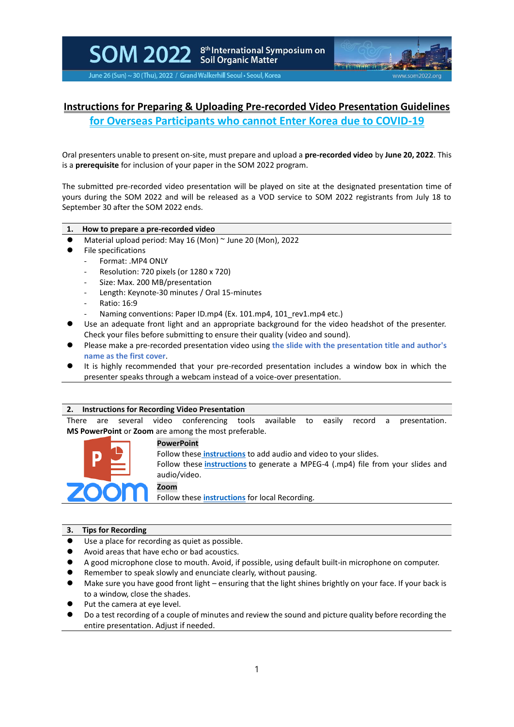SOM 2022 8th International Symposium on Soil Organic Matter

June 26 (Sun) ~ 30 (Thu), 2022 / Grand Walkerhill Seoul • Seoul, Korea www.som2022.org

# Instructions for Preparing & Uploading Pre-recorded Video Presentation Guidelines for Overseas Participants who cannot Enter Korea due to COVID-19

Oral presenters unable to present on-site, must prepare and upload a **pre-recorded video** by **June 20, 2022**. This is a **prerequisite** for inclusion of your paper in the SOM 2022 program.

The submitted pre-recorded video presentation will be played on site at the designated presentation time of yours during the SOM 2022 and will be released as a VOD service to SOM 2022 registrants from July 18 to September 30 after the SOM 2022 ends.

## 1. How to prepare a pre-recorded video

- Material upload period: May 16 (Mon) ~ June 20 (Mon), 2022
- File specifications
  - Format: .MP4 ONLY
  - Resolution: 720 pixels (or 1280 x 720)
  - Size: Max. 200 MB/presentation
  - Length: Keynote-30 minutes / Oral 15-minutes
  - Ratio: 16:9
  - Naming conventions: Paper ID.mp4 (Ex. 101.mp4, 101_rev1.mp4 etc.)
- Use an adequate front light and an appropriate background for the video headshot of the presenter. Check your files before submitting to ensure their quality (video and sound).
- Please make a pre-recorded presentation video using **the slide with the presentation title and author's name as the first cover**.
- It is highly recommended that your pre-recorded presentation includes a window box in which the presenter speaks through a webcam instead of a voice-over presentation.

## 2. Instructions for Recording Video Presentation

There are several video conferencing tools available to easily record a presentation. **MS PowerPoint** or **Zoom** are among the most preferable.

**PowerPoint**

Follow these instructions to add audio and video to your slides.

Follow these instructions to generate a MPEG-4 (.mp4) file from your slides and audio/video.

**Zoom**

Follow these instructions for local Recording.

## 3. Tips for Recording

- Use a place for recording as quiet as possible.
- Avoid areas that have echo or bad acoustics.
- A good microphone close to mouth. Avoid, if possible, using default built-in microphone on computer.
- Remember to speak slowly and enunciate clearly, without pausing.
- Make sure you have good front light – ensuring that the light shines brightly on your face. If your back is to a window, close the shades.
- Put the camera at eye level.
- Do a test recording of a couple of minutes and review the sound and picture quality before recording the entire presentation. Adjust if needed.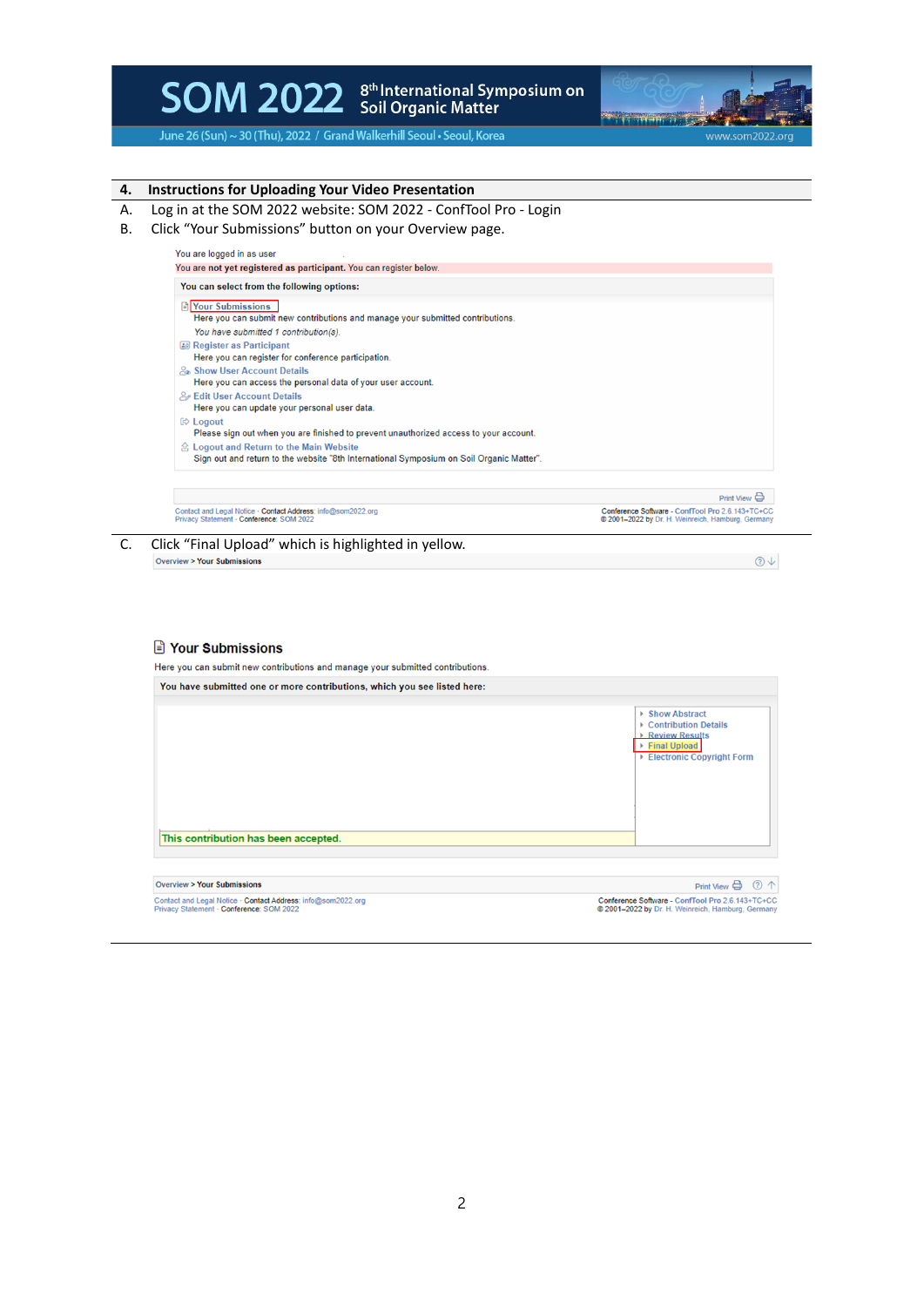## 4. Instructions for Uploading Your Video Presentation

A. Log in at the SOM 2022 website: SOM 2022 - ConfTool Pro - Login

B. Click "Your Submissions" button on your Overview page.

You are logged in as user

You are not yet registered as participant. You can register below.

**You can select from the following options:**

- **Your Submissions**
  Here you can submit new contributions and manage your submitted contributions.
  *You have submitted 1 contribution(s).*
- **Register as Participant**
  Here you can register for conference participation.
- **Show User Account Details**
  Here you can access the personal data of your user account.
- **Edit User Account Details**
  Here you can update your personal user data.
- **Logout**
  Please sign out when you are finished to prevent unauthorized access to your account.
- **Logout and Return to the Main Website**
  Sign out and return to the website "8th International Symposium on Soil Organic Matter".

Print View

Contact and Legal Notice · Contact Address: info@som2022.org
Privacy Statement · Conference: SOM 2022

Conference Software - ConfTool Pro 2.6.143+TC+CC
© 2001–2022 by Dr. H. Weinreich, Hamburg, Germany

C. Click "Final Upload" which is highlighted in yellow.

Overview > Your Submissions

### Your Submissions

Here you can submit new contributions and manage your submitted contributions.

**You have submitted one or more contributions, which you see listed here:**

- Show Abstract
- Contribution Details
- Review Results
- Final Upload
- Electronic Copyright Form

This contribution has been accepted.

Overview > Your Submissions

Print View

Contact and Legal Notice · Contact Address: info@som2022.org
Privacy Statement · Conference: SOM 2022

Conference Software - ConfTool Pro 2.6.143+TC+CC
© 2001–2022 by Dr. H. Weinreich, Hamburg, Germany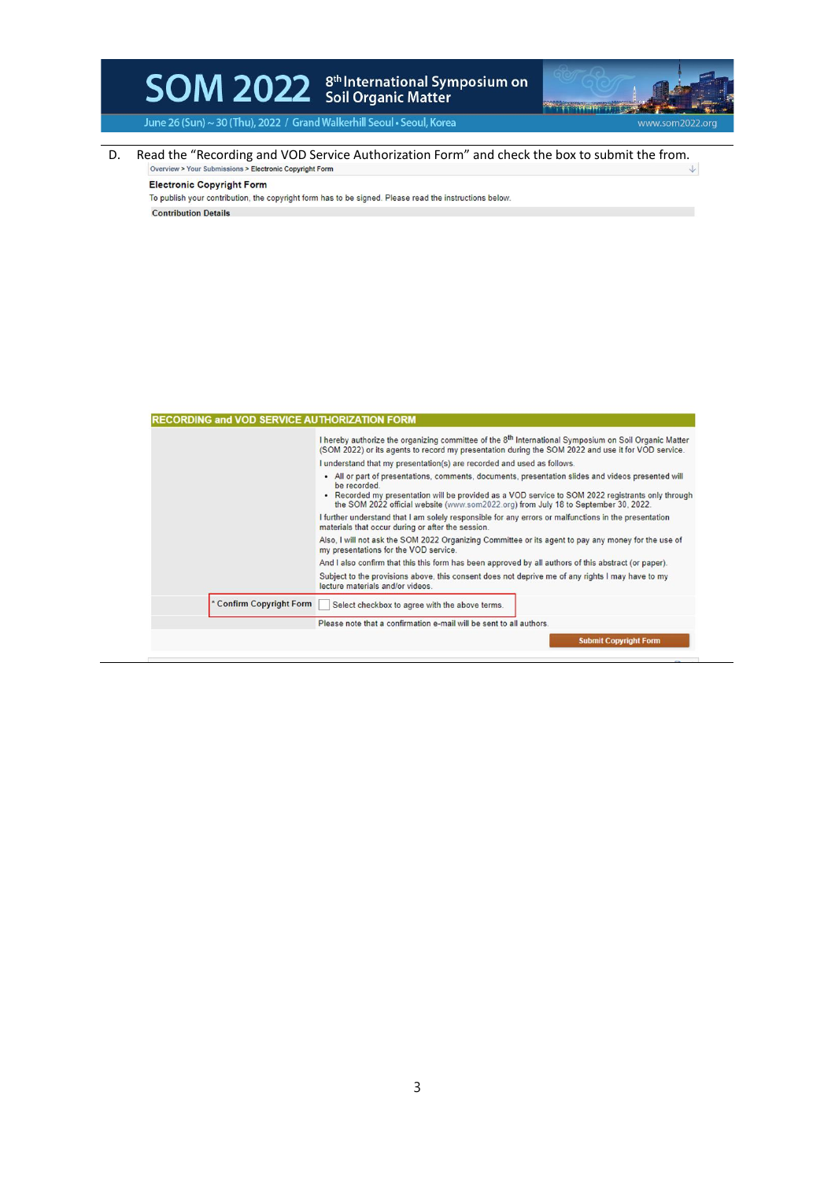D. Read the "Recording and VOD Service Authorization Form" and check the box to submit the from.

Overview > Your Submissions > Electronic Copyright Form

**Electronic Copyright Form**

To publish your contribution, the copyright form has to be signed. Please read the instructions below.

**Contribution Details**

**RECORDING and VOD SERVICE AUTHORIZATION FORM**

I hereby authorize the organizing committee of the 8th International Symposium on Soil Organic Matter (SOM 2022) or its agents to record my presentation during the SOM 2022 and use it for VOD service.

I understand that my presentation(s) are recorded and used as follows.

- All or part of presentations, comments, documents, presentation slides and videos presented will be recorded.
- Recorded my presentation will be provided as a VOD service to SOM 2022 registrants only through the SOM 2022 official website (www.som2022.org) from July 18 to September 30, 2022.

I further understand that I am solely responsible for any errors or malfunctions in the presentation materials that occur during or after the session.

Also, I will not ask the SOM 2022 Organizing Committee or its agent to pay any money for the use of my presentations for the VOD service.

And I also confirm that this this form has been approved by all authors of this abstract (or paper).

Subject to the provisions above, this consent does not deprive me of any rights I may have to my lecture materials and/or videos.

\* Confirm Copyright Form ☐ Select checkbox to agree with the above terms.

Please note that a confirmation e-mail will be sent to all authors.

Submit Copyright Form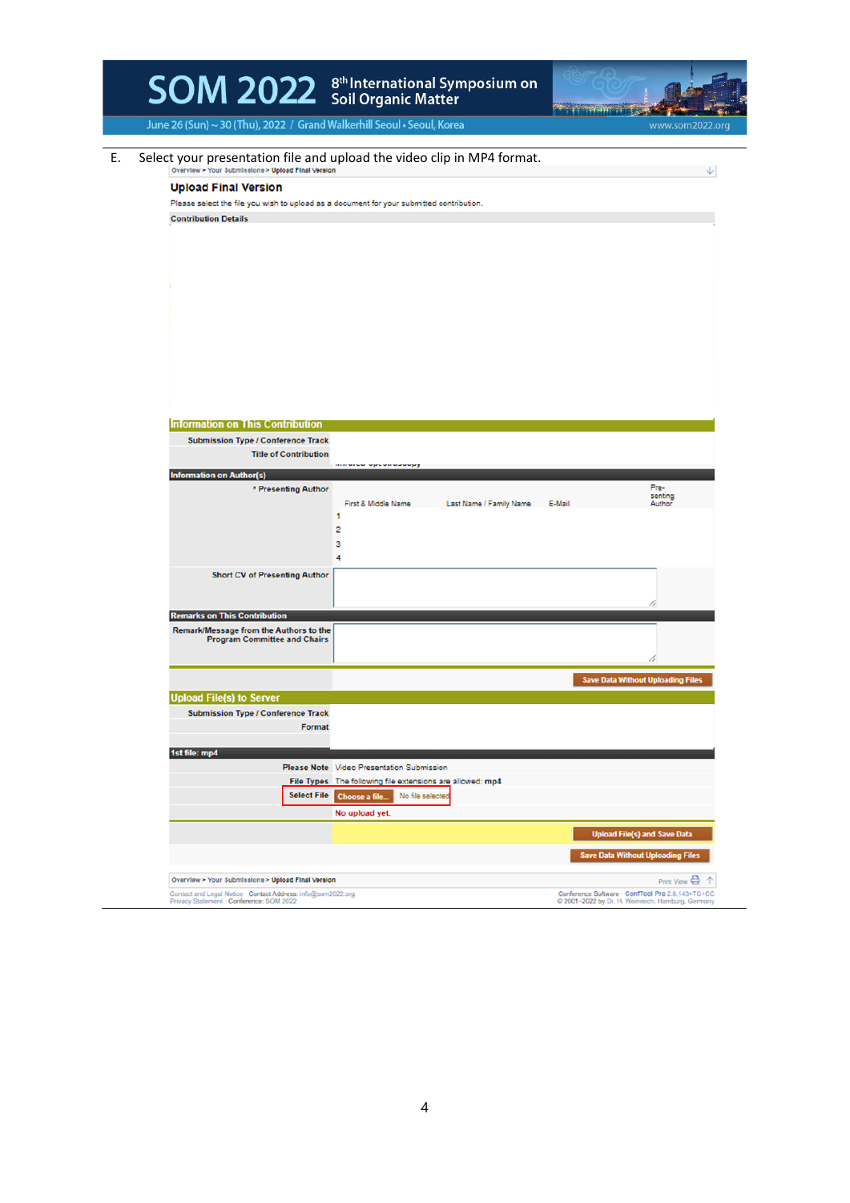E. Select your presentation file and upload the video clip in MP4 format.

Overview > Your Submissions > Upload Final Version

## Upload Final Version

Please select the file you wish to upload as a document for your submitted contribution.

**Contribution Details**

**Information on This Contribution**

Submission Type / Conference Track

Title of Contribution

**Information on Author(s)**

\* Presenting Author

| | First & Middle Name | Last Name / Family Name | E-Mail | Pre-senting Author |
|---|---|---|---|---|
| 1 | | | | |
| 2 | | | | |
| 3 | | | | |
| 4 | | | | |

Short CV of Presenting Author

**Remarks on This Contribution**

Remark/Message from the Authors to the Program Committee and Chairs

Save Data Without Uploading Files

**Upload File(s) to Server**

Submission Type / Conference Track

Format

**1st file: mp4**

Please Note: Video Presentation Submission

File Types: The following file extensions are allowed: **mp4**

Select File: Choose a file... No file selected

No upload yet.

Upload File(s) and Save Data

Save Data Without Uploading Files

Overview > Your Submissions > Upload Final Version

Print View

Contact and Legal Notice · Contact Address: info@som2022.org
Privacy Statement · Conference: SOM 2022

Conference Software · ConfTool Pro 2.6.143+TC+CC
© 2001–2022 by Dr. H. Weinreich, Hamburg, Germany